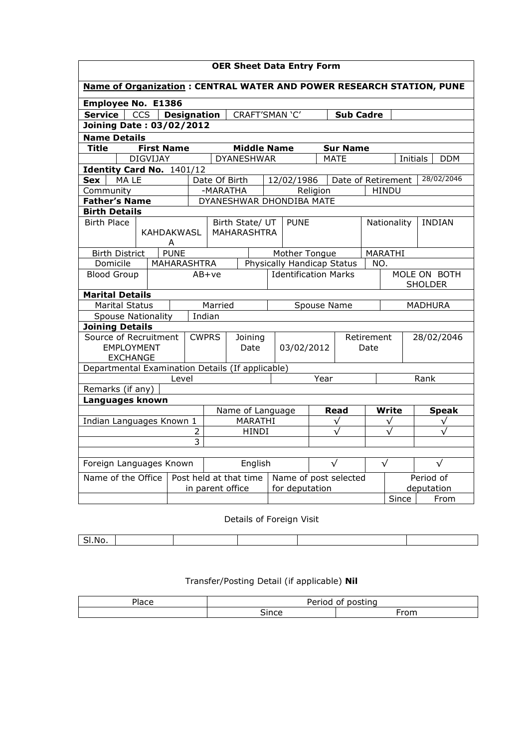# OER Sheet Data Entry Form

**Name of Organization : CENTRAL WATER AND POWER RESEARCH STATION, PUNE**

**Employee No. E1386**

| **Service** | CCS | **Designation** | CRAFT'SMAN 'C' | **Sub Cadre** | |
|---|---|---|---|---|---|

**Joining Date : 03/02/2012**

**Name Details**

| **Title** | **First Name** | **Middle Name** | **Sur Name** | | |
|---|---|---|---|---|---|
| | DIGVIJAY | DYANESHWAR | MATE | Initials | DDM |

**Identity Card No.** 1401/12

| **Sex** | MA LE | Date Of Birth | 12/02/1986 | Date of Retirement | 28/02/2046 |
|---|---|---|---|---|---|
| Community | -MARATHA | Religion | HINDU | | |
| **Father's Name** | DYANESHWAR DHONDIBA MATE | | | | |

**Birth Details**

| Birth Place | KAHDAKWASL A | Birth State/ UT MAHARASHTRA | PUNE | Nationality | INDIAN |
|---|---|---|---|---|---|
| Birth District | PUNE | | Mother Tongue | MARATHI | |
| Domicile | MAHARASHTRA | Physically Handicap Status | NO. | | |
| Blood Group | AB+ve | Identification Marks | MOLE ON BOTH SHOLDER | | |

**Marital Details**

| Marital Status | Married | Spouse Name | MADHURA |
|---|---|---|---|
| Spouse Nationality | Indian | | |

**Joining Details**

| Source of Recruitment EMPLOYMENT EXCHANGE | CWPRS | Joining Date | 03/02/2012 | Retirement Date | 28/02/2046 |
|---|---|---|---|---|---|

Departmental Examination Details (If applicable)

| Level | Year | Rank |
|---|---|---|
| | | |

Remarks (if any)

**Languages known**

| | Name of Language | **Read** | **Write** | **Speak** |
|---|---|---|---|---|
| Indian Languages Known 1 | MARATHI | √ | √ | √ |
| 2 | HINDI | √ | √ | √ |
| 3 | | | | |
| | | | | |
| Foreign Languages Known | English | √ | √ | √ |

| Name of the Office | Post held at that time in parent office | Name of post selected for deputation | Period of deputation | |
|---|---|---|---|---|
| | | | Since | From |

Details of Foreign Visit

| Sl.No. | | | | | |
|---|---|---|---|---|---|

Transfer/Posting Detail (if applicable) **Nil**

| Place | Period of posting | |
|---|---|---|
| | Since | From |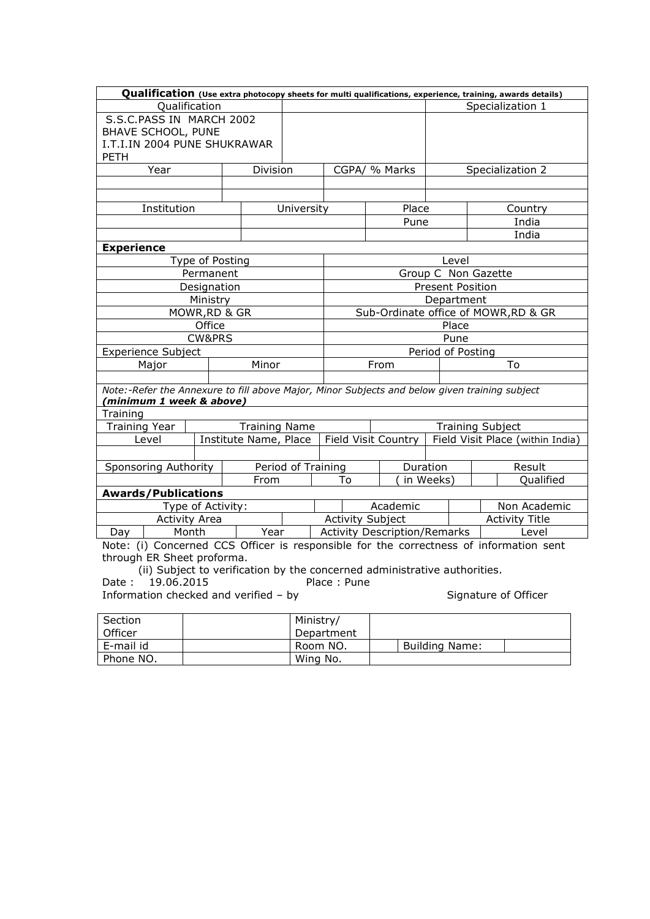**Qualification** (Use extra photocopy sheets for multi qualifications, experience, training, awards details)

| Qualification | | Specialization 1 |
|---|---|---|
| S.S.C.PASS IN MARCH 2002 BHAVE SCHOOL, PUNE I.T.I.IN 2004 PUNE SHUKRAWAR PETH | | |

| Year | Division | CGPA/ % Marks | Specialization 2 |
|---|---|---|---|
| | | | |
| | | | |

| Institution | University | Place | Country |
|---|---|---|---|
| | | Pune | India |
| | | | India |

**Experience**

| Type of Posting | Level |
|---|---|
| Permanent | Group C Non Gazette |
| Designation | Present Position |
| | |
| Ministry | Department |
| MOWR,RD & GR | Sub-Ordinate office of MOWR,RD & GR |
| Office | Place |
| CW&PRS | Pune |

| Experience Subject | | Period of Posting | |
|---|---|---|---|
| Major | Minor | From | To |
| | | | |

*Note:-Refer the Annexure to fill above Major, Minor Subjects and below given training subject* ***(minimum 1 week & above)***

Training

| Training Year | Training Name | Training Subject |
|---|---|---|
| | | |

| Level | Institute Name, Place | Field Visit Country | Field Visit Place (within India) |
|---|---|---|---|
| | | | |

| Sponsoring Authority | Period of Training | | Duration | Result |
|---|---|---|---|---|
| | From | To | ( in Weeks) | Qualified |

**Awards/Publications**

| Type of Activity: | | Academic | | Non Academic |
|---|---|---|---|---|
| Activity Area | Activity Subject | | Activity Title | |

| Day | Month | Year | Activity Description/Remarks | Level |
|---|---|---|---|---|

Note: (i) Concerned CCS Officer is responsible for the correctness of information sent through ER Sheet proforma.

(ii) Subject to verification by the concerned administrative authorities.

Date : 19.06.2015 Place : Pune

Information checked and verified – by Signature of Officer

| Section Officer | | Ministry/ Department | | | |
|---|---|---|---|---|---|
| E-mail id | | Room NO. | | Building Name: | |
| Phone NO. | | Wing No. | | | |